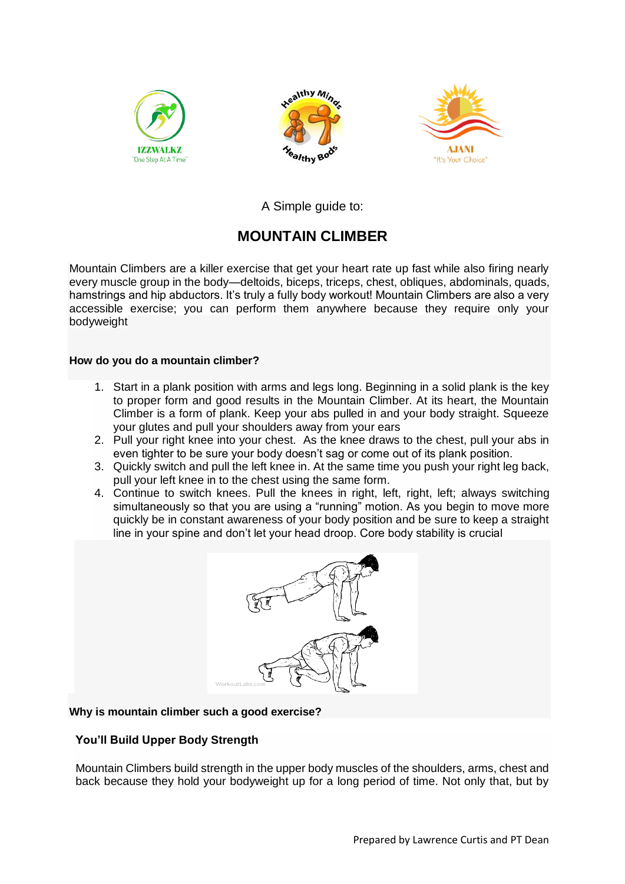IZZWALKZ
"One Step At A Time"

AJANI
"It's Your Choice"

A Simple guide to:

# MOUNTAIN CLIMBER

Mountain Climbers are a killer exercise that get your heart rate up fast while also firing nearly every muscle group in the body—deltoids, biceps, triceps, chest, obliques, abdominals, quads, hamstrings and hip abductors. It's truly a fully body workout! Mountain Climbers are also a very accessible exercise; you can perform them anywhere because they require only your bodyweight

**How do you do a mountain climber?**

1. Start in a plank position with arms and legs long. Beginning in a solid plank is the key to proper form and good results in the Mountain Climber. At its heart, the Mountain Climber is a form of plank. Keep your abs pulled in and your body straight. Squeeze your glutes and pull your shoulders away from your ears
2. Pull your right knee into your chest. As the knee draws to the chest, pull your abs in even tighter to be sure your body doesn't sag or come out of its plank position.
3. Quickly switch and pull the left knee in. At the same time you push your right leg back, pull your left knee in to the chest using the same form.
4. Continue to switch knees. Pull the knees in right, left, right, left; always switching simultaneously so that you are using a "running" motion. As you begin to move more quickly be in constant awareness of your body position and be sure to keep a straight line in your spine and don't let your head droop. Core body stability is crucial

**Why is mountain climber such a good exercise?**

### You'll Build Upper Body Strength

Mountain Climbers build strength in the upper body muscles of the shoulders, arms, chest and back because they hold your bodyweight up for a long period of time. Not only that, but by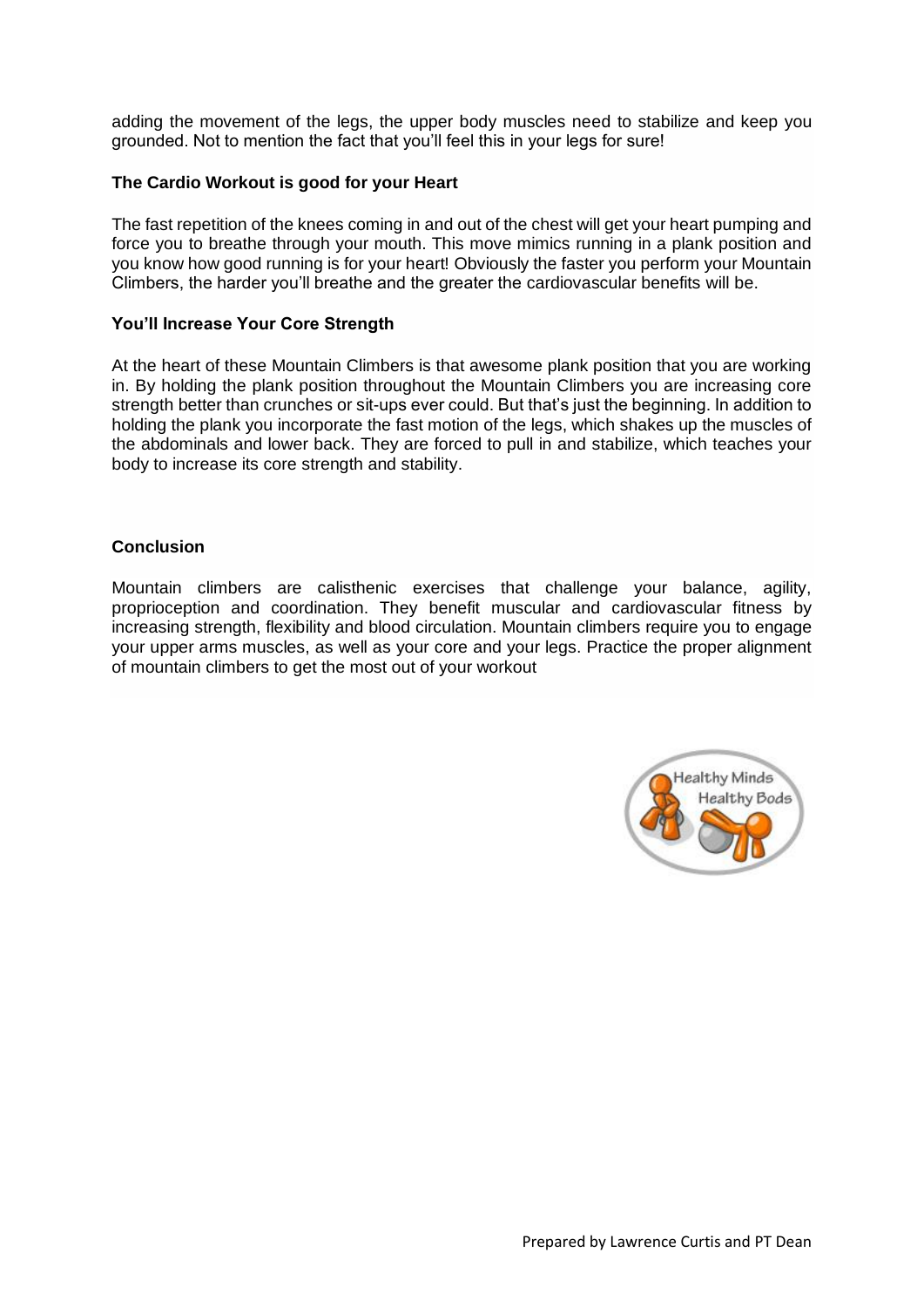adding the movement of the legs, the upper body muscles need to stabilize and keep you grounded. Not to mention the fact that you'll feel this in your legs for sure!

**The Cardio Workout is good for your Heart**

The fast repetition of the knees coming in and out of the chest will get your heart pumping and force you to breathe through your mouth. This move mimics running in a plank position and you know how good running is for your heart! Obviously the faster you perform your Mountain Climbers, the harder you'll breathe and the greater the cardiovascular benefits will be.

**You'll Increase Your Core Strength**

At the heart of these Mountain Climbers is that awesome plank position that you are working in. By holding the plank position throughout the Mountain Climbers you are increasing core strength better than crunches or sit-ups ever could. But that's just the beginning. In addition to holding the plank you incorporate the fast motion of the legs, which shakes up the muscles of the abdominals and lower back. They are forced to pull in and stabilize, which teaches your body to increase its core strength and stability.

**Conclusion**

Mountain climbers are calisthenic exercises that challenge your balance, agility, proprioception and coordination. They benefit muscular and cardiovascular fitness by increasing strength, flexibility and blood circulation. Mountain climbers require you to engage your upper arms muscles, as well as your core and your legs. Practice the proper alignment of mountain climbers to get the most out of your workout

Healthy Minds Healthy Bods

Prepared by Lawrence Curtis and PT Dean